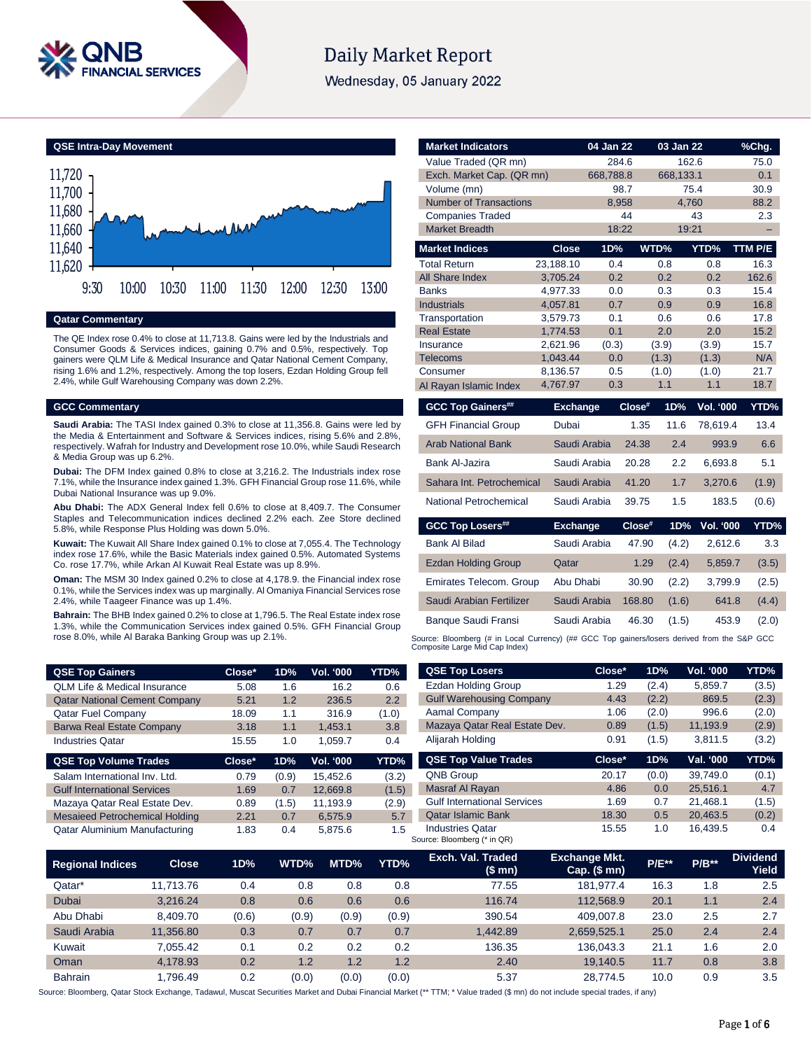# Daily Market Report

Wednesday, 05 January 2022

## QSE Intra-Day Movement

## Qatar Commentary

The QE Index rose 0.4% to close at 11,713.8. Gains were led by the Industrials and Consumer Goods & Services indices, gaining 0.7% and 0.5%, respectively. Top gainers were QLM Life & Medical Insurance and Qatar National Cement Company, rising 1.6% and 1.2%, respectively. Among the top losers, Ezdan Holding Group fell 2.4%, while Gulf Warehousing Company was down 2.2%.

## GCC Commentary

**Saudi Arabia:** The TASI Index gained 0.3% to close at 11,356.8. Gains were led by the Media & Entertainment and Software & Services indices, rising 5.6% and 2.8%, respectively. Wafrah for Industry and Development rose 10.0%, while Saudi Research & Media Group was up 6.2%.

**Dubai:** The DFM Index gained 0.8% to close at 3,216.2. The Industrials index rose 7.1%, while the Insurance index gained 1.3%. GFH Financial Group rose 11.6%, while Dubai National Insurance was up 9.0%.

**Abu Dhabi:** The ADX General Index fell 0.6% to close at 8,409.7. The Consumer Staples and Telecommunication indices declined 2.2% each. Zee Store declined 5.8%, while Response Plus Holding was down 5.0%.

**Kuwait:** The Kuwait All Share Index gained 0.1% to close at 7,055.4. The Technology index rose 17.6%, while the Basic Materials index gained 0.5%. Automated Systems Co. rose 17.7%, while Arkan Al Kuwait Real Estate was up 8.9%.

**Oman:** The MSM 30 Index gained 0.2% to close at 4,178.9. the Financial index rose 0.1%, while the Services index was up marginally. Al Omaniya Financial Services rose 2.4%, while Tageer Finance was up 1.4%.

**Bahrain:** The BHB Index gained 0.2% to close at 1,796.5. The Real Estate index rose 1.3%, while the Communication Services index gained 0.5%. GFH Financial Group rose 8.0%, while Al Baraka Banking Group was up 2.1%.

| Market Indicators | 04 Jan 22 | 03 Jan 22 | %Chg. |
|---|---|---|---|
| Value Traded (QR mn) | 284.6 | 162.6 | 75.0 |
| Exch. Market Cap. (QR mn) | 668,788.8 | 668,133.1 | 0.1 |
| Volume (mn) | 98.7 | 75.4 | 30.9 |
| Number of Transactions | 8,958 | 4,760 | 88.2 |
| Companies Traded | 44 | 43 | 2.3 |
| Market Breadth | 18:22 | 19:21 | – |

| Market Indices | Close | 1D% | WTD% | YTD% | TTM P/E |
|---|---|---|---|---|---|
| Total Return | 23,188.10 | 0.4 | 0.8 | 0.8 | 16.3 |
| All Share Index | 3,705.24 | 0.2 | 0.2 | 0.2 | 162.6 |
| Banks | 4,977.33 | 0.0 | 0.3 | 0.3 | 15.4 |
| Industrials | 4,057.81 | 0.7 | 0.9 | 0.9 | 16.8 |
| Transportation | 3,579.73 | 0.1 | 0.6 | 0.6 | 17.8 |
| Real Estate | 1,774.53 | 0.1 | 2.0 | 2.0 | 15.2 |
| Insurance | 2,621.96 | (0.3) | (3.9) | (3.9) | 15.7 |
| Telecoms | 1,043.44 | 0.0 | (1.3) | (1.3) | N/A |
| Consumer | 8,136.57 | 0.5 | (1.0) | (1.0) | 21.7 |
| Al Rayan Islamic Index | 4,767.97 | 0.3 | 1.1 | 1.1 | 18.7 |

| GCC Top Gainers## | Exchange | Close# | 1D% | Vol. '000 | YTD% |
|---|---|---|---|---|---|
| GFH Financial Group | Dubai | 1.35 | 11.6 | 78,619.4 | 13.4 |
| Arab National Bank | Saudi Arabia | 24.38 | 2.4 | 993.9 | 6.6 |
| Bank Al-Jazira | Saudi Arabia | 20.28 | 2.2 | 6,693.8 | 5.1 |
| Sahara Int. Petrochemical | Saudi Arabia | 41.20 | 1.7 | 3,270.6 | (1.9) |
| National Petrochemical | Saudi Arabia | 39.75 | 1.5 | 183.5 | (0.6) |

| GCC Top Losers## | Exchange | Close# | 1D% | Vol. '000 | YTD% |
|---|---|---|---|---|---|
| Bank Al Bilad | Saudi Arabia | 47.90 | (4.2) | 2,612.6 | 3.3 |
| Ezdan Holding Group | Qatar | 1.29 | (2.4) | 5,859.7 | (3.5) |
| Emirates Telecom. Group | Abu Dhabi | 30.90 | (2.2) | 3,799.9 | (2.5) |
| Saudi Arabian Fertilizer | Saudi Arabia | 168.80 | (1.6) | 641.8 | (4.4) |
| Banque Saudi Fransi | Saudi Arabia | 46.30 | (1.5) | 453.9 | (2.0) |

Source: Bloomberg (# in Local Currency) (## GCC Top gainers/losers derived from the S&P GCC Composite Large Mid Cap Index)

| QSE Top Gainers | Close* | 1D% | Vol. '000 | YTD% |
|---|---|---|---|---|
| QLM Life & Medical Insurance | 5.08 | 1.6 | 16.2 | 0.6 |
| Qatar National Cement Company | 5.21 | 1.2 | 236.5 | 2.2 |
| Qatar Fuel Company | 18.09 | 1.1 | 316.9 | (1.0) |
| Barwa Real Estate Company | 3.18 | 1.1 | 1,453.1 | 3.8 |
| Industries Qatar | 15.55 | 1.0 | 1,059.7 | 0.4 |

| QSE Top Volume Trades | Close* | 1D% | Vol. '000 | YTD% |
|---|---|---|---|---|
| Salam International Inv. Ltd. | 0.79 | (0.9) | 15,452.6 | (3.2) |
| Gulf International Services | 1.69 | 0.7 | 12,669.8 | (1.5) |
| Mazaya Qatar Real Estate Dev. | 0.89 | (1.5) | 11,193.9 | (2.9) |
| Mesaieed Petrochemical Holding | 2.21 | 0.7 | 6,575.9 | 5.7 |
| Qatar Aluminium Manufacturing | 1.83 | 0.4 | 5,875.6 | 1.5 |

| QSE Top Losers | Close* | 1D% | Vol. '000 | YTD% |
|---|---|---|---|---|
| Ezdan Holding Group | 1.29 | (2.4) | 5,859.7 | (3.5) |
| Gulf Warehousing Company | 4.43 | (2.2) | 869.5 | (2.3) |
| Aamal Company | 1.06 | (2.0) | 996.6 | (2.0) |
| Mazaya Qatar Real Estate Dev. | 0.89 | (1.5) | 11,193.9 | (2.9) |
| Alijarah Holding | 0.91 | (1.5) | 3,811.5 | (3.2) |

| QSE Top Value Trades | Close* | 1D% | Val. '000 | YTD% |
|---|---|---|---|---|
| QNB Group | 20.17 | (0.0) | 39,749.0 | (0.1) |
| Masraf Al Rayan | 4.86 | 0.0 | 25,516.1 | 4.7 |
| Gulf International Services | 1.69 | 0.7 | 21,468.1 | (1.5) |
| Qatar Islamic Bank | 18.30 | 0.5 | 20,463.5 | (0.2) |
| Industries Qatar | 15.55 | 1.0 | 16,439.5 | 0.4 |

Source: Bloomberg (* in QR)

| Regional Indices | Close | 1D% | WTD% | MTD% | YTD% | Exch. Val. Traded ($ mn) | Exchange Mkt. Cap. ($ mn) | P/E** | P/B** | Dividend Yield |
|---|---|---|---|---|---|---|---|---|---|---|
| Qatar* | 11,713.76 | 0.4 | 0.8 | 0.8 | 0.8 | 77.55 | 181,977.4 | 16.3 | 1.8 | 2.5 |
| Dubai | 3,216.24 | 0.8 | 0.6 | 0.6 | 0.6 | 116.74 | 112,568.9 | 20.1 | 1.1 | 2.4 |
| Abu Dhabi | 8,409.70 | (0.6) | (0.9) | (0.9) | (0.9) | 390.54 | 409,007.8 | 23.0 | 2.5 | 2.7 |
| Saudi Arabia | 11,356.80 | 0.3 | 0.7 | 0.7 | 0.7 | 1,442.89 | 2,659,525.1 | 25.0 | 2.4 | 2.4 |
| Kuwait | 7,055.42 | 0.1 | 0.2 | 0.2 | 0.2 | 136.35 | 136,043.3 | 21.1 | 1.6 | 2.0 |
| Oman | 4,178.93 | 0.2 | 1.2 | 1.2 | 1.2 | 2.40 | 19,140.5 | 11.7 | 0.8 | 3.8 |
| Bahrain | 1,796.49 | 0.2 | (0.0) | (0.0) | (0.0) | 5.37 | 28,774.5 | 10.0 | 0.9 | 3.5 |

Source: Bloomberg, Qatar Stock Exchange, Tadawul, Muscat Securities Market and Dubai Financial Market (** TTM; * Value traded ($ mn) do not include special trades, if any)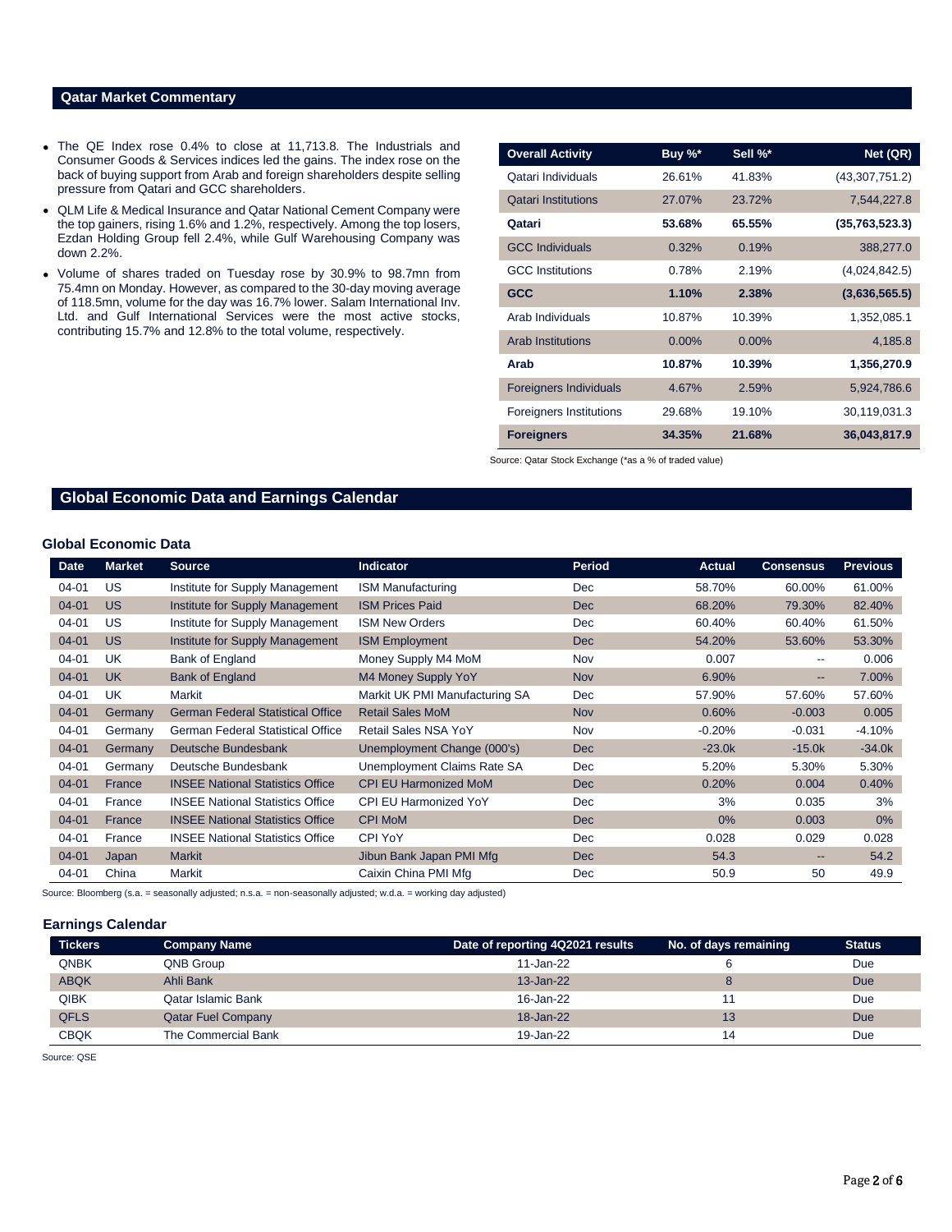## Qatar Market Commentary

- The QE Index rose 0.4% to close at 11,713.8. The Industrials and Consumer Goods & Services indices led the gains. The index rose on the back of buying support from Arab and foreign shareholders despite selling pressure from Qatari and GCC shareholders.
- QLM Life & Medical Insurance and Qatar National Cement Company were the top gainers, rising 1.6% and 1.2%, respectively. Among the top losers, Ezdan Holding Group fell 2.4%, while Gulf Warehousing Company was down 2.2%.
- Volume of shares traded on Tuesday rose by 30.9% to 98.7mn from 75.4mn on Monday. However, as compared to the 30-day moving average of 118.5mn, volume for the day was 16.7% lower. Salam International Inv. Ltd. and Gulf International Services were the most active stocks, contributing 15.7% and 12.8% to the total volume, respectively.

| Overall Activity | Buy %* | Sell %* | Net (QR) |
|---|---|---|---|
| Qatari Individuals | 26.61% | 41.83% | (43,307,751.2) |
| Qatari Institutions | 27.07% | 23.72% | 7,544,227.8 |
| **Qatari** | **53.68%** | **65.55%** | **(35,763,523.3)** |
| GCC Individuals | 0.32% | 0.19% | 388,277.0 |
| GCC Institutions | 0.78% | 2.19% | (4,024,842.5) |
| **GCC** | **1.10%** | **2.38%** | **(3,636,565.5)** |
| Arab Individuals | 10.87% | 10.39% | 1,352,085.1 |
| Arab Institutions | 0.00% | 0.00% | 4,185.8 |
| **Arab** | **10.87%** | **10.39%** | **1,356,270.9** |
| Foreigners Individuals | 4.67% | 2.59% | 5,924,786.6 |
| Foreigners Institutions | 29.68% | 19.10% | 30,119,031.3 |
| **Foreigners** | **34.35%** | **21.68%** | **36,043,817.9** |

Source: Qatar Stock Exchange (*as a % of traded value)

## Global Economic Data and Earnings Calendar

### Global Economic Data

| Date | Market | Source | Indicator | Period | Actual | Consensus | Previous |
|---|---|---|---|---|---|---|---|
| 04-01 | US | Institute for Supply Management | ISM Manufacturing | Dec | 58.70% | 60.00% | 61.00% |
| 04-01 | US | Institute for Supply Management | ISM Prices Paid | Dec | 68.20% | 79.30% | 82.40% |
| 04-01 | US | Institute for Supply Management | ISM New Orders | Dec | 60.40% | 60.40% | 61.50% |
| 04-01 | US | Institute for Supply Management | ISM Employment | Dec | 54.20% | 53.60% | 53.30% |
| 04-01 | UK | Bank of England | Money Supply M4 MoM | Nov | 0.007 | -- | 0.006 |
| 04-01 | UK | Bank of England | M4 Money Supply YoY | Nov | 6.90% | -- | 7.00% |
| 04-01 | UK | Markit | Markit UK PMI Manufacturing SA | Dec | 57.90% | 57.60% | 57.60% |
| 04-01 | Germany | German Federal Statistical Office | Retail Sales MoM | Nov | 0.60% | -0.003 | 0.005 |
| 04-01 | Germany | German Federal Statistical Office | Retail Sales NSA YoY | Nov | -0.20% | -0.031 | -4.10% |
| 04-01 | Germany | Deutsche Bundesbank | Unemployment Change (000's) | Dec | -23.0k | -15.0k | -34.0k |
| 04-01 | Germany | Deutsche Bundesbank | Unemployment Claims Rate SA | Dec | 5.20% | 5.30% | 5.30% |
| 04-01 | France | INSEE National Statistics Office | CPI EU Harmonized MoM | Dec | 0.20% | 0.004 | 0.40% |
| 04-01 | France | INSEE National Statistics Office | CPI EU Harmonized YoY | Dec | 3% | 0.035 | 3% |
| 04-01 | France | INSEE National Statistics Office | CPI MoM | Dec | 0% | 0.003 | 0% |
| 04-01 | France | INSEE National Statistics Office | CPI YoY | Dec | 0.028 | 0.029 | 0.028 |
| 04-01 | Japan | Markit | Jibun Bank Japan PMI Mfg | Dec | 54.3 | -- | 54.2 |
| 04-01 | China | Markit | Caixin China PMI Mfg | Dec | 50.9 | 50 | 49.9 |

Source: Bloomberg (s.a. = seasonally adjusted; n.s.a. = non-seasonally adjusted; w.d.a. = working day adjusted)

### Earnings Calendar

| Tickers | Company Name | Date of reporting 4Q2021 results | No. of days remaining | Status |
|---|---|---|---|---|
| QNBK | QNB Group | 11-Jan-22 | 6 | Due |
| ABQK | Ahli Bank | 13-Jan-22 | 8 | Due |
| QIBK | Qatar Islamic Bank | 16-Jan-22 | 11 | Due |
| QFLS | Qatar Fuel Company | 18-Jan-22 | 13 | Due |
| CBQK | The Commercial Bank | 19-Jan-22 | 14 | Due |

Source: QSE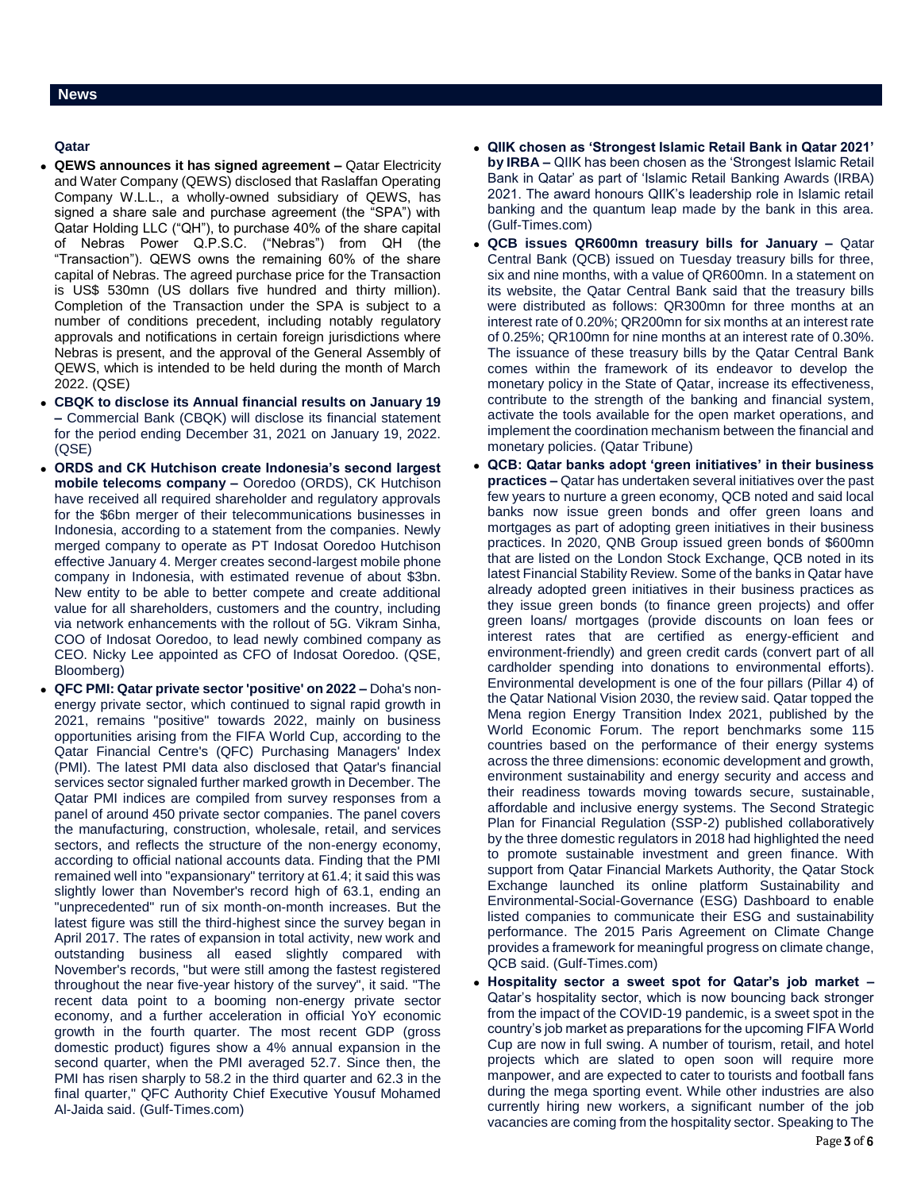## News

### Qatar

- **QEWS announces it has signed agreement –** Qatar Electricity and Water Company (QEWS) disclosed that Raslaffan Operating Company W.L.L., a wholly-owned subsidiary of QEWS, has signed a share sale and purchase agreement (the "SPA") with Qatar Holding LLC ("QH"), to purchase 40% of the share capital of Nebras Power Q.P.S.C. ("Nebras") from QH (the "Transaction"). QEWS owns the remaining 60% of the share capital of Nebras. The agreed purchase price for the Transaction is US$ 530mn (US dollars five hundred and thirty million). Completion of the Transaction under the SPA is subject to a number of conditions precedent, including notably regulatory approvals and notifications in certain foreign jurisdictions where Nebras is present, and the approval of the General Assembly of QEWS, which is intended to be held during the month of March 2022. (QSE)
- **CBQK to disclose its Annual financial results on January 19 –** Commercial Bank (CBQK) will disclose its financial statement for the period ending December 31, 2021 on January 19, 2022. (QSE)
- **ORDS and CK Hutchison create Indonesia's second largest mobile telecoms company –** Ooredoo (ORDS), CK Hutchison have received all required shareholder and regulatory approvals for the $6bn merger of their telecommunications businesses in Indonesia, according to a statement from the companies. Newly merged company to operate as PT Indosat Ooredoo Hutchison effective January 4. Merger creates second-largest mobile phone company in Indonesia, with estimated revenue of about $3bn. New entity to be able to better compete and create additional value for all shareholders, customers and the country, including via network enhancements with the rollout of 5G. Vikram Sinha, COO of Indosat Ooredoo, to lead newly combined company as CEO. Nicky Lee appointed as CFO of Indosat Ooredoo. (QSE, Bloomberg)
- **QFC PMI: Qatar private sector 'positive' on 2022 –** Doha's non-energy private sector, which continued to signal rapid growth in 2021, remains "positive" towards 2022, mainly on business opportunities arising from the FIFA World Cup, according to the Qatar Financial Centre's (QFC) Purchasing Managers' Index (PMI). The latest PMI data also disclosed that Qatar's financial services sector signaled further marked growth in December. The Qatar PMI indices are compiled from survey responses from a panel of around 450 private sector companies. The panel covers the manufacturing, construction, wholesale, retail, and services sectors, and reflects the structure of the non-energy economy, according to official national accounts data. Finding that the PMI remained well into "expansionary" territory at 61.4; it said this was slightly lower than November's record high of 63.1, ending an "unprecedented" run of six month-on-month increases. But the latest figure was still the third-highest since the survey began in April 2017. The rates of expansion in total activity, new work and outstanding business all eased slightly compared with November's records, "but were still among the fastest registered throughout the near five-year history of the survey", it said. "The recent data point to a booming non-energy private sector economy, and a further acceleration in official YoY economic growth in the fourth quarter. The most recent GDP (gross domestic product) figures show a 4% annual expansion in the second quarter, when the PMI averaged 52.7. Since then, the PMI has risen sharply to 58.2 in the third quarter and 62.3 in the final quarter," QFC Authority Chief Executive Yousuf Mohamed Al-Jaida said. (Gulf-Times.com)
- **QIIK chosen as 'Strongest Islamic Retail Bank in Qatar 2021' by IRBA –** QIIK has been chosen as the 'Strongest Islamic Retail Bank in Qatar' as part of 'Islamic Retail Banking Awards (IRBA) 2021. The award honours QIIK's leadership role in Islamic retail banking and the quantum leap made by the bank in this area. (Gulf-Times.com)
- **QCB issues QR600mn treasury bills for January –** Qatar Central Bank (QCB) issued on Tuesday treasury bills for three, six and nine months, with a value of QR600mn. In a statement on its website, the Qatar Central Bank said that the treasury bills were distributed as follows: QR300mn for three months at an interest rate of 0.20%; QR200mn for six months at an interest rate of 0.25%; QR100mn for nine months at an interest rate of 0.30%. The issuance of these treasury bills by the Qatar Central Bank comes within the framework of its endeavor to develop the monetary policy in the State of Qatar, increase its effectiveness, contribute to the strength of the banking and financial system, activate the tools available for the open market operations, and implement the coordination mechanism between the financial and monetary policies. (Qatar Tribune)
- **QCB: Qatar banks adopt 'green initiatives' in their business practices –** Qatar has undertaken several initiatives over the past few years to nurture a green economy, QCB noted and said local banks now issue green bonds and offer green loans and mortgages as part of adopting green initiatives in their business practices. In 2020, QNB Group issued green bonds of $600mn that are listed on the London Stock Exchange, QCB noted in its latest Financial Stability Review. Some of the banks in Qatar have already adopted green initiatives in their business practices as they issue green bonds (to finance green projects) and offer green loans/ mortgages (provide discounts on loan fees or interest rates that are certified as energy-efficient and environment-friendly) and green credit cards (convert part of all cardholder spending into donations to environmental efforts). Environmental development is one of the four pillars (Pillar 4) of the Qatar National Vision 2030, the review said. Qatar topped the Mena region Energy Transition Index 2021, published by the World Economic Forum. The report benchmarks some 115 countries based on the performance of their energy systems across the three dimensions: economic development and growth, environment sustainability and energy security and access and their readiness towards moving towards secure, sustainable, affordable and inclusive energy systems. The Second Strategic Plan for Financial Regulation (SSP-2) published collaboratively by the three domestic regulators in 2018 had highlighted the need to promote sustainable investment and green finance. With support from Qatar Financial Markets Authority, the Qatar Stock Exchange launched its online platform Sustainability and Environmental-Social-Governance (ESG) Dashboard to enable listed companies to communicate their ESG and sustainability performance. The 2015 Paris Agreement on Climate Change provides a framework for meaningful progress on climate change, QCB said. (Gulf-Times.com)
- **Hospitality sector a sweet spot for Qatar's job market –** Qatar's hospitality sector, which is now bouncing back stronger from the impact of the COVID-19 pandemic, is a sweet spot in the country's job market as preparations for the upcoming FIFA World Cup are now in full swing. A number of tourism, retail, and hotel projects which are slated to open soon will require more manpower, and are expected to cater to tourists and football fans during the mega sporting event. While other industries are also currently hiring new workers, a significant number of the job vacancies are coming from the hospitality sector. Speaking to The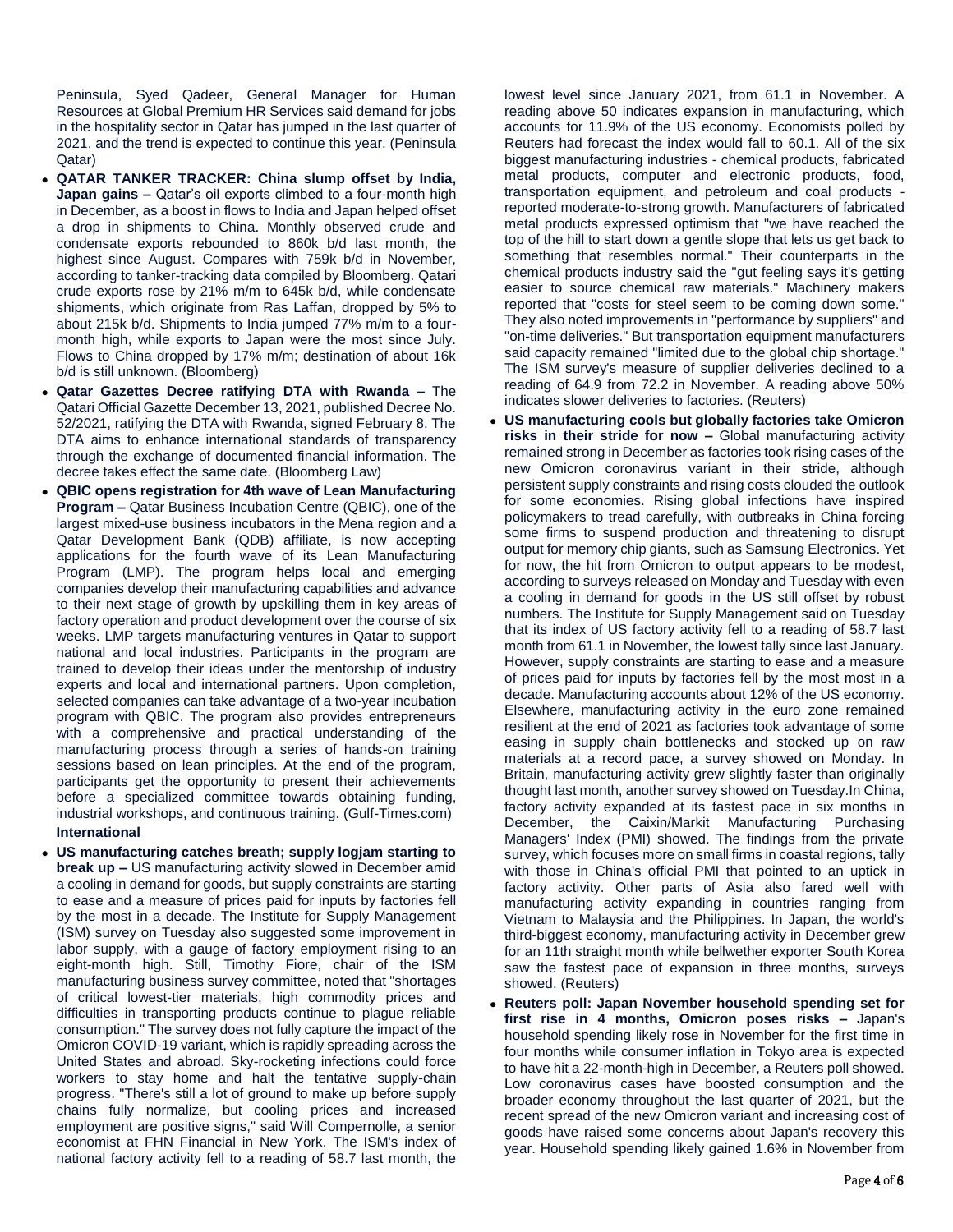Peninsula, Syed Qadeer, General Manager for Human Resources at Global Premium HR Services said demand for jobs in the hospitality sector in Qatar has jumped in the last quarter of 2021, and the trend is expected to continue this year. (Peninsula Qatar)

- **QATAR TANKER TRACKER: China slump offset by India, Japan gains –** Qatar's oil exports climbed to a four-month high in December, as a boost in flows to India and Japan helped offset a drop in shipments to China. Monthly observed crude and condensate exports rebounded to 860k b/d last month, the highest since August. Compares with 759k b/d in November, according to tanker-tracking data compiled by Bloomberg. Qatari crude exports rose by 21% m/m to 645k b/d, while condensate shipments, which originate from Ras Laffan, dropped by 5% to about 215k b/d. Shipments to India jumped 77% m/m to a four-month high, while exports to Japan were the most since July. Flows to China dropped by 17% m/m; destination of about 16k b/d is still unknown. (Bloomberg)
- **Qatar Gazettes Decree ratifying DTA with Rwanda –** The Qatari Official Gazette December 13, 2021, published Decree No. 52/2021, ratifying the DTA with Rwanda, signed February 8. The DTA aims to enhance international standards of transparency through the exchange of documented financial information. The decree takes effect the same date. (Bloomberg Law)
- **QBIC opens registration for 4th wave of Lean Manufacturing Program –** Qatar Business Incubation Centre (QBIC), one of the largest mixed-use business incubators in the Mena region and a Qatar Development Bank (QDB) affiliate, is now accepting applications for the fourth wave of its Lean Manufacturing Program (LMP). The program helps local and emerging companies develop their manufacturing capabilities and advance to their next stage of growth by upskilling them in key areas of factory operation and product development over the course of six weeks. LMP targets manufacturing ventures in Qatar to support national and local industries. Participants in the program are trained to develop their ideas under the mentorship of industry experts and local and international partners. Upon completion, selected companies can take advantage of a two-year incubation program with QBIC. The program also provides entrepreneurs with a comprehensive and practical understanding of the manufacturing process through a series of hands-on training sessions based on lean principles. At the end of the program, participants get the opportunity to present their achievements before a specialized committee towards obtaining funding, industrial workshops, and continuous training. (Gulf-Times.com)

**International**

- **US manufacturing catches breath; supply logjam starting to break up –** US manufacturing activity slowed in December amid a cooling in demand for goods, but supply constraints are starting to ease and a measure of prices paid for inputs by factories fell by the most in a decade. The Institute for Supply Management (ISM) survey on Tuesday also suggested some improvement in labor supply, with a gauge of factory employment rising to an eight-month high. Still, Timothy Fiore, chair of the ISM manufacturing business survey committee, noted that "shortages of critical lowest-tier materials, high commodity prices and difficulties in transporting products continue to plague reliable consumption." The survey does not fully capture the impact of the Omicron COVID-19 variant, which is rapidly spreading across the United States and abroad. Sky-rocketing infections could force workers to stay home and halt the tentative supply-chain progress. "There's still a lot of ground to make up before supply chains fully normalize, but cooling prices and increased employment are positive signs," said Will Compernolle, a senior economist at FHN Financial in New York. The ISM's index of national factory activity fell to a reading of 58.7 last month, the lowest level since January 2021, from 61.1 in November. A reading above 50 indicates expansion in manufacturing, which accounts for 11.9% of the US economy. Economists polled by Reuters had forecast the index would fall to 60.1. All of the six biggest manufacturing industries - chemical products, fabricated metal products, computer and electronic products, food, transportation equipment, and petroleum and coal products - reported moderate-to-strong growth. Manufacturers of fabricated metal products expressed optimism that "we have reached the top of the hill to start down a gentle slope that lets us get back to something that resembles normal." Their counterparts in the chemical products industry said the "gut feeling says it's getting easier to source chemical raw materials." Machinery makers reported that "costs for steel seem to be coming down some." They also noted improvements in "performance by suppliers" and "on-time deliveries." But transportation equipment manufacturers said capacity remained "limited due to the global chip shortage." The ISM survey's measure of supplier deliveries declined to a reading of 64.9 from 72.2 in November. A reading above 50% indicates slower deliveries to factories. (Reuters)
- **US manufacturing cools but globally factories take Omicron risks in their stride for now –** Global manufacturing activity remained strong in December as factories took rising cases of the new Omicron coronavirus variant in their stride, although persistent supply constraints and rising costs clouded the outlook for some economies. Rising global infections have inspired policymakers to tread carefully, with outbreaks in China forcing some firms to suspend production and threatening to disrupt output for memory chip giants, such as Samsung Electronics. Yet for now, the hit from Omicron to output appears to be modest, according to surveys released on Monday and Tuesday with even a cooling in demand for goods in the US still offset by robust numbers. The Institute for Supply Management said on Tuesday that its index of US factory activity fell to a reading of 58.7 last month from 61.1 in November, the lowest tally since last January. However, supply constraints are starting to ease and a measure of prices paid for inputs by factories fell by the most most in a decade. Manufacturing accounts about 12% of the US economy. Elsewhere, manufacturing activity in the euro zone remained resilient at the end of 2021 as factories took advantage of some easing in supply chain bottlenecks and stocked up on raw materials at a record pace, a survey showed on Monday. In Britain, manufacturing activity grew slightly faster than originally thought last month, another survey showed on Tuesday.In China, factory activity expanded at its fastest pace in six months in December, the Caixin/Markit Manufacturing Purchasing Managers' Index (PMI) showed. The findings from the private survey, which focuses more on small firms in coastal regions, tally with those in China's official PMI that pointed to an uptick in factory activity. Other parts of Asia also fared well with manufacturing activity expanding in countries ranging from Vietnam to Malaysia and the Philippines. In Japan, the world's third-biggest economy, manufacturing activity in December grew for an 11th straight month while bellwether exporter South Korea saw the fastest pace of expansion in three months, surveys showed. (Reuters)
- **Reuters poll: Japan November household spending set for first rise in 4 months, Omicron poses risks –** Japan's household spending likely rose in November for the first time in four months while consumer inflation in Tokyo area is expected to have hit a 22-month-high in December, a Reuters poll showed. Low coronavirus cases have boosted consumption and the broader economy throughout the last quarter of 2021, but the recent spread of the new Omicron variant and increasing cost of goods have raised some concerns about Japan's recovery this year. Household spending likely gained 1.6% in November from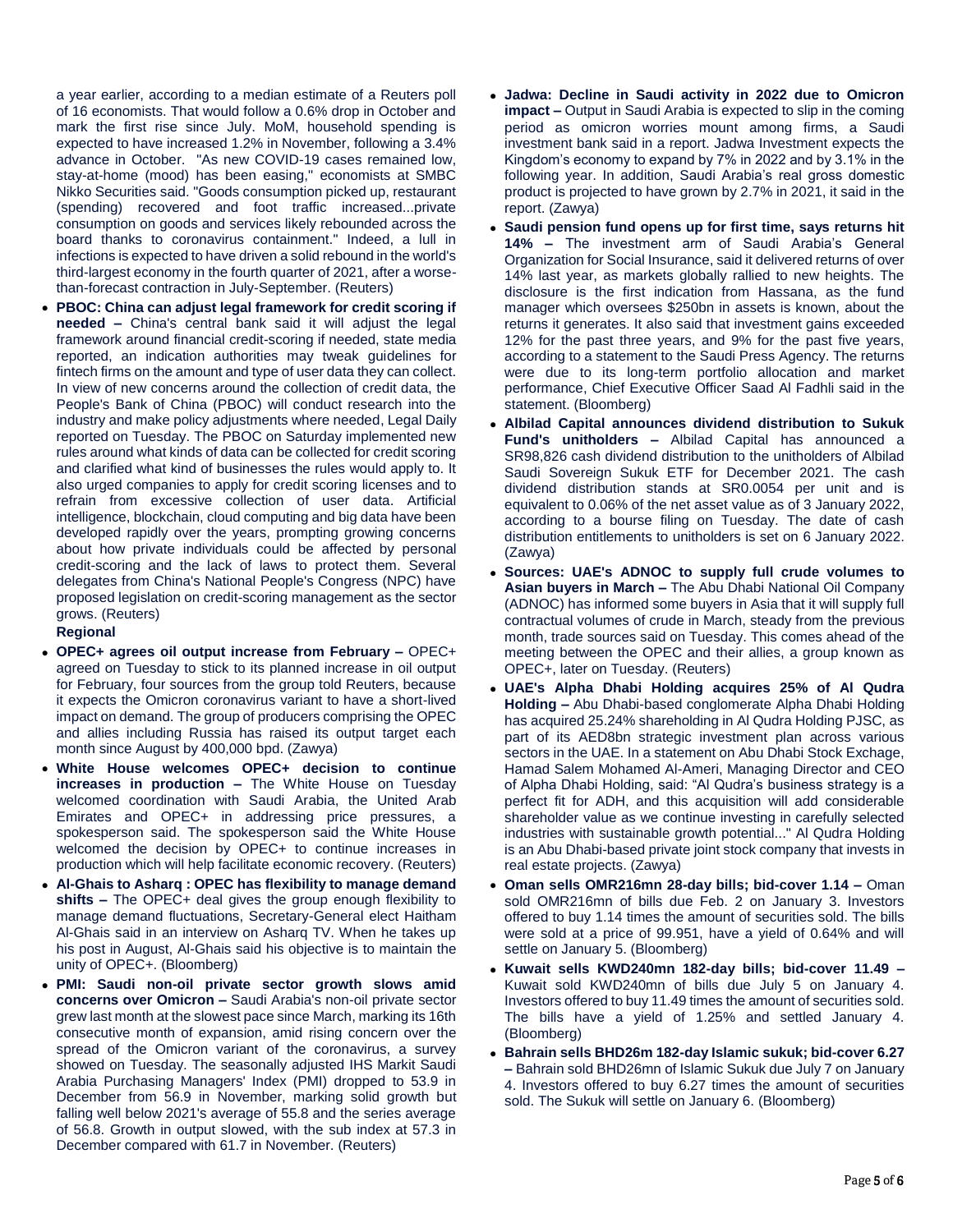a year earlier, according to a median estimate of a Reuters poll of 16 economists. That would follow a 0.6% drop in October and mark the first rise since July. MoM, household spending is expected to have increased 1.2% in November, following a 3.4% advance in October. "As new COVID-19 cases remained low, stay-at-home (mood) has been easing," economists at SMBC Nikko Securities said. "Goods consumption picked up, restaurant (spending) recovered and foot traffic increased...private consumption on goods and services likely rebounded across the board thanks to coronavirus containment." Indeed, a lull in infections is expected to have driven a solid rebound in the world's third-largest economy in the fourth quarter of 2021, after a worse-than-forecast contraction in July-September. (Reuters)

- **PBOC: China can adjust legal framework for credit scoring if needed –** China's central bank said it will adjust the legal framework around financial credit-scoring if needed, state media reported, an indication authorities may tweak guidelines for fintech firms on the amount and type of user data they can collect. In view of new concerns around the collection of credit data, the People's Bank of China (PBOC) will conduct research into the industry and make policy adjustments where needed, Legal Daily reported on Tuesday. The PBOC on Saturday implemented new rules around what kinds of data can be collected for credit scoring and clarified what kind of businesses the rules would apply to. It also urged companies to apply for credit scoring licenses and to refrain from excessive collection of user data. Artificial intelligence, blockchain, cloud computing and big data have been developed rapidly over the years, prompting growing concerns about how private individuals could be affected by personal credit-scoring and the lack of laws to protect them. Several delegates from China's National People's Congress (NPC) have proposed legislation on credit-scoring management as the sector grows. (Reuters)

**Regional**

- **OPEC+ agrees oil output increase from February –** OPEC+ agreed on Tuesday to stick to its planned increase in oil output for February, four sources from the group told Reuters, because it expects the Omicron coronavirus variant to have a short-lived impact on demand. The group of producers comprising the OPEC and allies including Russia has raised its output target each month since August by 400,000 bpd. (Zawya)
- **White House welcomes OPEC+ decision to continue increases in production –** The White House on Tuesday welcomed coordination with Saudi Arabia, the United Arab Emirates and OPEC+ in addressing price pressures, a spokesperson said. The spokesperson said the White House welcomed the decision by OPEC+ to continue increases in production which will help facilitate economic recovery. (Reuters)
- **Al-Ghais to Asharq : OPEC has flexibility to manage demand shifts –** The OPEC+ deal gives the group enough flexibility to manage demand fluctuations, Secretary-General elect Haitham Al-Ghais said in an interview on Asharq TV. When he takes up his post in August, Al-Ghais said his objective is to maintain the unity of OPEC+. (Bloomberg)
- **PMI: Saudi non-oil private sector growth slows amid concerns over Omicron –** Saudi Arabia's non-oil private sector grew last month at the slowest pace since March, marking its 16th consecutive month of expansion, amid rising concern over the spread of the Omicron variant of the coronavirus, a survey showed on Tuesday. The seasonally adjusted IHS Markit Saudi Arabia Purchasing Managers' Index (PMI) dropped to 53.9 in December from 56.9 in November, marking solid growth but falling well below 2021's average of 55.8 and the series average of 56.8. Growth in output slowed, with the sub index at 57.3 in December compared with 61.7 in November. (Reuters)
- **Jadwa: Decline in Saudi activity in 2022 due to Omicron impact –** Output in Saudi Arabia is expected to slip in the coming period as omicron worries mount among firms, a Saudi investment bank said in a report. Jadwa Investment expects the Kingdom's economy to expand by 7% in 2022 and by 3.1% in the following year. In addition, Saudi Arabia's real gross domestic product is projected to have grown by 2.7% in 2021, it said in the report. (Zawya)
- **Saudi pension fund opens up for first time, says returns hit 14% –** The investment arm of Saudi Arabia's General Organization for Social Insurance, said it delivered returns of over 14% last year, as markets globally rallied to new heights. The disclosure is the first indication from Hassana, as the fund manager which oversees $250bn in assets is known, about the returns it generates. It also said that investment gains exceeded 12% for the past three years, and 9% for the past five years, according to a statement to the Saudi Press Agency. The returns were due to its long-term portfolio allocation and market performance, Chief Executive Officer Saad Al Fadhli said in the statement. (Bloomberg)
- **Albilad Capital announces dividend distribution to Sukuk Fund's unitholders –** Albilad Capital has announced a SR98,826 cash dividend distribution to the unitholders of Albilad Saudi Sovereign Sukuk ETF for December 2021. The cash dividend distribution stands at SR0.0054 per unit and is equivalent to 0.06% of the net asset value as of 3 January 2022, according to a bourse filing on Tuesday. The date of cash distribution entitlements to unitholders is set on 6 January 2022. (Zawya)
- **Sources: UAE's ADNOC to supply full crude volumes to Asian buyers in March –** The Abu Dhabi National Oil Company (ADNOC) has informed some buyers in Asia that it will supply full contractual volumes of crude in March, steady from the previous month, trade sources said on Tuesday. This comes ahead of the meeting between the OPEC and their allies, a group known as OPEC+, later on Tuesday. (Reuters)
- **UAE's Alpha Dhabi Holding acquires 25% of Al Qudra Holding –** Abu Dhabi-based conglomerate Alpha Dhabi Holding has acquired 25.24% shareholding in Al Qudra Holding PJSC, as part of its AED8bn strategic investment plan across various sectors in the UAE. In a statement on Abu Dhabi Stock Exchage, Hamad Salem Mohamed Al-Ameri, Managing Director and CEO of Alpha Dhabi Holding, said: "Al Qudra's business strategy is a perfect fit for ADH, and this acquisition will add considerable shareholder value as we continue investing in carefully selected industries with sustainable growth potential..." Al Qudra Holding is an Abu Dhabi-based private joint stock company that invests in real estate projects. (Zawya)
- **Oman sells OMR216mn 28-day bills; bid-cover 1.14 –** Oman sold OMR216mn of bills due Feb. 2 on January 3. Investors offered to buy 1.14 times the amount of securities sold. The bills were sold at a price of 99.951, have a yield of 0.64% and will settle on January 5. (Bloomberg)
- **Kuwait sells KWD240mn 182-day bills; bid-cover 11.49 –** Kuwait sold KWD240mn of bills due July 5 on January 4. Investors offered to buy 11.49 times the amount of securities sold. The bills have a yield of 1.25% and settled January 4. (Bloomberg)
- **Bahrain sells BHD26m 182-day Islamic sukuk; bid-cover 6.27 –** Bahrain sold BHD26mn of Islamic Sukuk due July 7 on January 4. Investors offered to buy 6.27 times the amount of securities sold. The Sukuk will settle on January 6. (Bloomberg)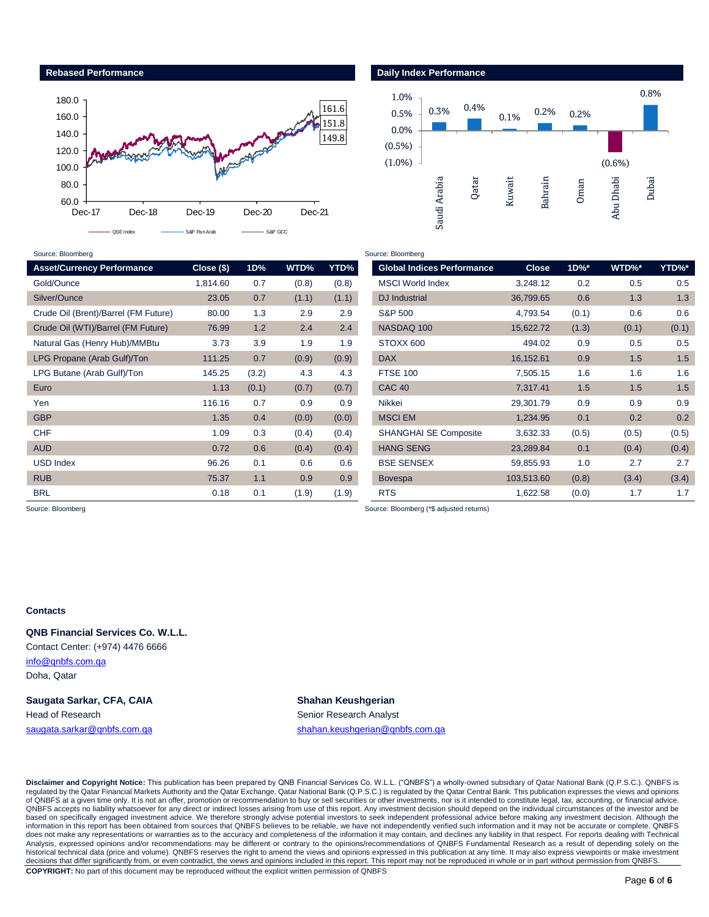## Rebased Performance

180.0
160.0
140.0
120.0
100.0
80.0
60.0

Dec-17 Dec-18 Dec-19 Dec-20 Dec-21

161.6
151.8
149.8

QSE Index — S&P Pan Arab — S&P GCC

Source: Bloomberg

## Daily Index Performance

1.0%
0.5%
0.0%
(0.5%)
(1.0%)

0.3% 0.4% 0.1% 0.2% 0.2% (0.6%) 0.8%

Saudi Arabia, Qatar, Kuwait, Bahrain, Oman, Abu Dhabi, Dubai

Source: Bloomberg

| Asset/Currency Performance | Close ($) | 1D% | WTD% | YTD% |
|---|---|---|---|---|
| Gold/Ounce | 1,814.60 | 0.7 | (0.8) | (0.8) |
| Silver/Ounce | 23.05 | 0.7 | (1.1) | (1.1) |
| Crude Oil (Brent)/Barrel (FM Future) | 80.00 | 1.3 | 2.9 | 2.9 |
| Crude Oil (WTI)/Barrel (FM Future) | 76.99 | 1.2 | 2.4 | 2.4 |
| Natural Gas (Henry Hub)/MMBtu | 3.73 | 3.9 | 1.9 | 1.9 |
| LPG Propane (Arab Gulf)/Ton | 111.25 | 0.7 | (0.9) | (0.9) |
| LPG Butane (Arab Gulf)/Ton | 145.25 | (3.2) | 4.3 | 4.3 |
| Euro | 1.13 | (0.1) | (0.7) | (0.7) |
| Yen | 116.16 | 0.7 | 0.9 | 0.9 |
| GBP | 1.35 | 0.4 | (0.0) | (0.0) |
| CHF | 1.09 | 0.3 | (0.4) | (0.4) |
| AUD | 0.72 | 0.6 | (0.4) | (0.4) |
| USD Index | 96.26 | 0.1 | 0.6 | 0.6 |
| RUB | 75.37 | 1.1 | 0.9 | 0.9 |
| BRL | 0.18 | 0.1 | (1.9) | (1.9) |

Source: Bloomberg

| Global Indices Performance | Close | 1D%* | WTD%* | YTD%* |
|---|---|---|---|---|
| MSCI World Index | 3,248.12 | 0.2 | 0.5 | 0.5 |
| DJ Industrial | 36,799.65 | 0.6 | 1.3 | 1.3 |
| S&P 500 | 4,793.54 | (0.1) | 0.6 | 0.6 |
| NASDAQ 100 | 15,622.72 | (1.3) | (0.1) | (0.1) |
| STOXX 600 | 494.02 | 0.9 | 0.5 | 0.5 |
| DAX | 16,152.61 | 0.9 | 1.5 | 1.5 |
| FTSE 100 | 7,505.15 | 1.6 | 1.6 | 1.6 |
| CAC 40 | 7,317.41 | 1.5 | 1.5 | 1.5 |
| Nikkei | 29,301.79 | 0.9 | 0.9 | 0.9 |
| MSCI EM | 1,234.95 | 0.1 | 0.2 | 0.2 |
| SHANGHAI SE Composite | 3,632.33 | (0.5) | (0.5) | (0.5) |
| HANG SENG | 23,289.84 | 0.1 | (0.4) | (0.4) |
| BSE SENSEX | 59,855.93 | 1.0 | 2.7 | 2.7 |
| Bovespa | 103,513.60 | (0.8) | (3.4) | (3.4) |
| RTS | 1,622.58 | (0.0) | 1.7 | 1.7 |

Source: Bloomberg (*$ adjusted returns)

**Contacts**

**QNB Financial Services Co. W.L.L.**
Contact Center: (+974) 4476 6666
info@qnbfs.com.qa
Doha, Qatar

**Saugata Sarkar, CFA, CAIA**
Head of Research
saugata.sarkar@qnbfs.com.qa

**Shahan Keushgerian**
Senior Research Analyst
shahan.keushgerian@qnbfs.com.qa

**Disclaimer and Copyright Notice:** This publication has been prepared by QNB Financial Services Co. W.L.L. ("QNBFS") a wholly-owned subsidiary of Qatar National Bank (Q.P.S.C.). QNBFS is regulated by the Qatar Financial Markets Authority and the Qatar Exchange. Qatar National Bank (Q.P.S.C.) is regulated by the Qatar Central Bank. This publication expresses the views and opinions of QNBFS at a given time only. It is not an offer, promotion or recommendation to buy or sell securities or other investments, nor is it intended to constitute legal, tax, accounting, or financial advice. QNBFS accepts no liability whatsoever for any direct or indirect losses arising from use of this report. Any investment decision should depend on the individual circumstances of the investor and be based on specifically engaged investment advice. We therefore strongly advise potential investors to seek independent professional advice before making any investment decision. Although the information in this report has been obtained from sources that QNBFS believes to be reliable, we have not independently verified such information and it may not be accurate or complete. QNBFS does not make any representations or warranties as to the accuracy and completeness of the information it may contain, and declines any liability in that respect. For reports dealing with Technical Analysis, expressed opinions and/or recommendations may be different or contrary to the opinions/recommendations of QNBFS Fundamental Research as a result of depending solely on the historical technical data (price and volume). QNBFS reserves the right to amend the views and opinions expressed in this publication at any time. It may also express viewpoints or make investment decisions that differ significantly from, or even contradict, the views and opinions included in this report. This report may not be reproduced in whole or in part without permission from QNBFS.

**COPYRIGHT:** No part of this document may be reproduced without the explicit written permission of QNBFS